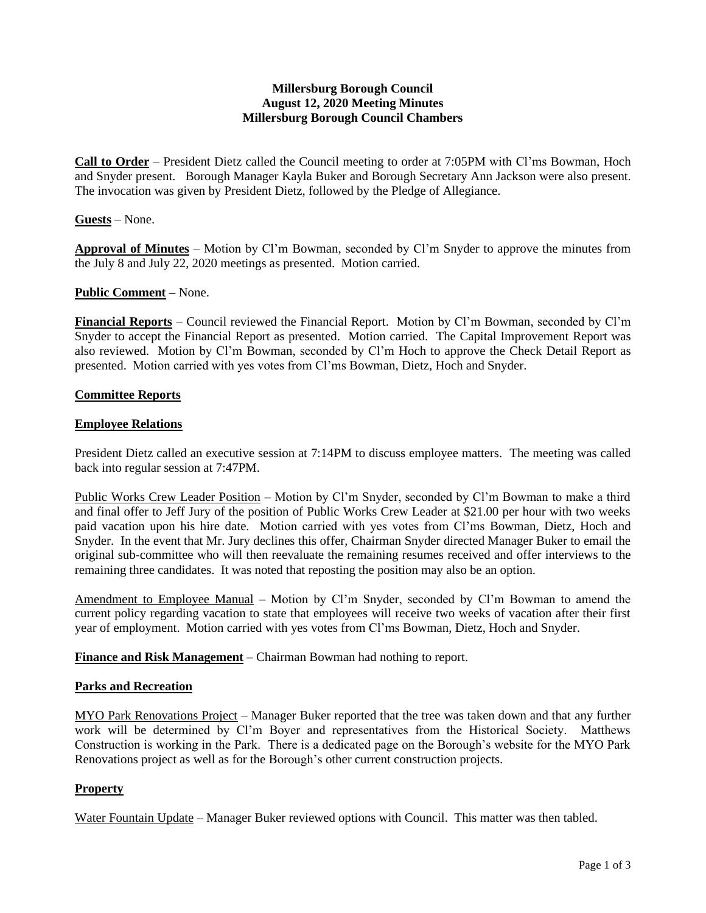**Millersburg Borough Council**
**August 12, 2020 Meeting Minutes**
**Millersburg Borough Council Chambers**

**Call to Order** – President Dietz called the Council meeting to order at 7:05PM with Cl'ms Bowman, Hoch and Snyder present. Borough Manager Kayla Buker and Borough Secretary Ann Jackson were also present. The invocation was given by President Dietz, followed by the Pledge of Allegiance.

**Guests** – None.

**Approval of Minutes** – Motion by Cl'm Bowman, seconded by Cl'm Snyder to approve the minutes from the July 8 and July 22, 2020 meetings as presented. Motion carried.

**Public Comment –** None.

**Financial Reports** – Council reviewed the Financial Report. Motion by Cl'm Bowman, seconded by Cl'm Snyder to accept the Financial Report as presented. Motion carried. The Capital Improvement Report was also reviewed. Motion by Cl'm Bowman, seconded by Cl'm Hoch to approve the Check Detail Report as presented. Motion carried with yes votes from Cl'ms Bowman, Dietz, Hoch and Snyder.

**Committee Reports**

**Employee Relations**

President Dietz called an executive session at 7:14PM to discuss employee matters. The meeting was called back into regular session at 7:47PM.

Public Works Crew Leader Position – Motion by Cl'm Snyder, seconded by Cl'm Bowman to make a third and final offer to Jeff Jury of the position of Public Works Crew Leader at $21.00 per hour with two weeks paid vacation upon his hire date. Motion carried with yes votes from Cl'ms Bowman, Dietz, Hoch and Snyder. In the event that Mr. Jury declines this offer, Chairman Snyder directed Manager Buker to email the original sub-committee who will then reevaluate the remaining resumes received and offer interviews to the remaining three candidates. It was noted that reposting the position may also be an option.

Amendment to Employee Manual – Motion by Cl'm Snyder, seconded by Cl'm Bowman to amend the current policy regarding vacation to state that employees will receive two weeks of vacation after their first year of employment. Motion carried with yes votes from Cl'ms Bowman, Dietz, Hoch and Snyder.

**Finance and Risk Management** – Chairman Bowman had nothing to report.

**Parks and Recreation**

MYO Park Renovations Project – Manager Buker reported that the tree was taken down and that any further work will be determined by Cl'm Boyer and representatives from the Historical Society. Matthews Construction is working in the Park. There is a dedicated page on the Borough's website for the MYO Park Renovations project as well as for the Borough's other current construction projects.

**Property**

Water Fountain Update – Manager Buker reviewed options with Council. This matter was then tabled.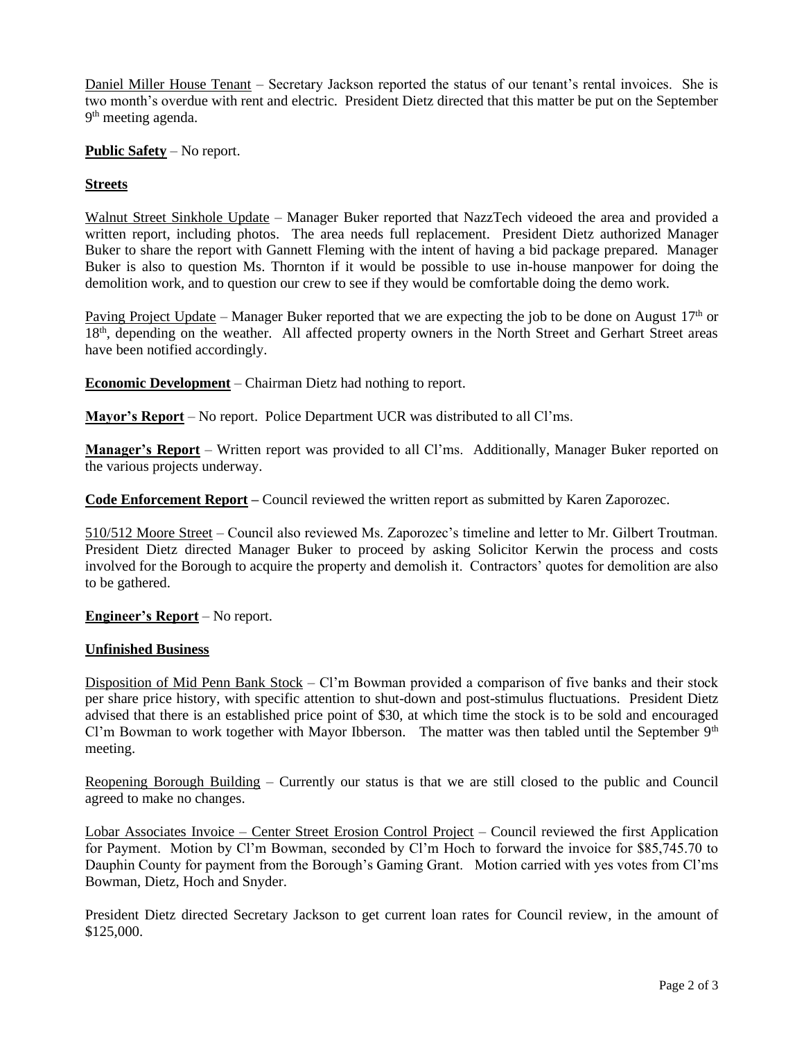Daniel Miller House Tenant – Secretary Jackson reported the status of our tenant's rental invoices. She is two month's overdue with rent and electric. President Dietz directed that this matter be put on the September 9th meeting agenda.

**Public Safety** – No report.

**Streets**

Walnut Street Sinkhole Update – Manager Buker reported that NazzTech videoed the area and provided a written report, including photos. The area needs full replacement. President Dietz authorized Manager Buker to share the report with Gannett Fleming with the intent of having a bid package prepared. Manager Buker is also to question Ms. Thornton if it would be possible to use in-house manpower for doing the demolition work, and to question our crew to see if they would be comfortable doing the demo work.

Paving Project Update – Manager Buker reported that we are expecting the job to be done on August 17th or 18th, depending on the weather. All affected property owners in the North Street and Gerhart Street areas have been notified accordingly.

**Economic Development** – Chairman Dietz had nothing to report.

**Mayor's Report** – No report. Police Department UCR was distributed to all Cl'ms.

**Manager's Report** – Written report was provided to all Cl'ms. Additionally, Manager Buker reported on the various projects underway.

**Code Enforcement Report –** Council reviewed the written report as submitted by Karen Zaporozec.

510/512 Moore Street – Council also reviewed Ms. Zaporozec's timeline and letter to Mr. Gilbert Troutman. President Dietz directed Manager Buker to proceed by asking Solicitor Kerwin the process and costs involved for the Borough to acquire the property and demolish it. Contractors' quotes for demolition are also to be gathered.

**Engineer's Report** – No report.

**Unfinished Business**

Disposition of Mid Penn Bank Stock – Cl'm Bowman provided a comparison of five banks and their stock per share price history, with specific attention to shut-down and post-stimulus fluctuations. President Dietz advised that there is an established price point of $30, at which time the stock is to be sold and encouraged Cl'm Bowman to work together with Mayor Ibberson. The matter was then tabled until the September 9th meeting.

Reopening Borough Building – Currently our status is that we are still closed to the public and Council agreed to make no changes.

Lobar Associates Invoice – Center Street Erosion Control Project – Council reviewed the first Application for Payment. Motion by Cl'm Bowman, seconded by Cl'm Hoch to forward the invoice for $85,745.70 to Dauphin County for payment from the Borough's Gaming Grant. Motion carried with yes votes from Cl'ms Bowman, Dietz, Hoch and Snyder.

President Dietz directed Secretary Jackson to get current loan rates for Council review, in the amount of $125,000.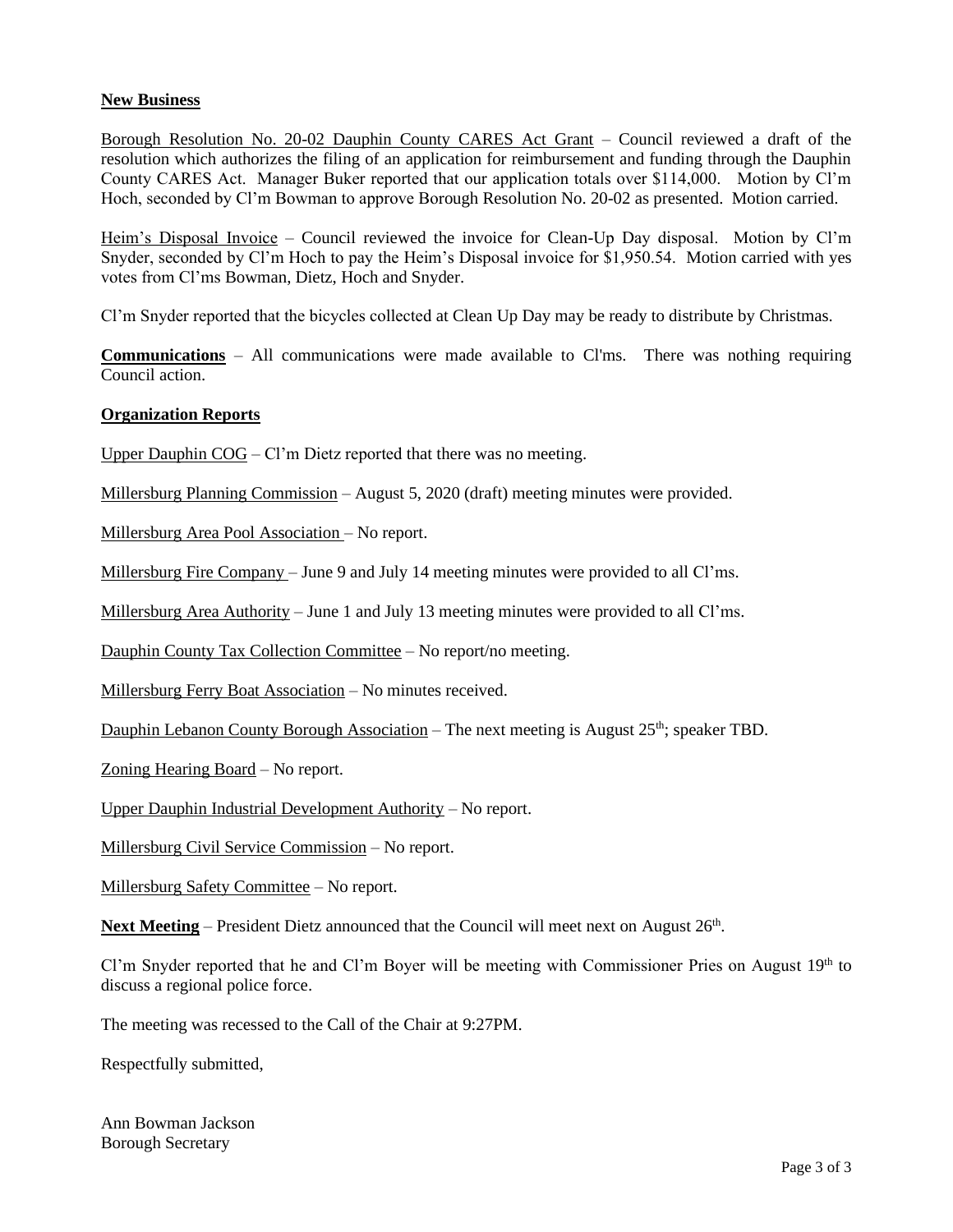**New Business**

Borough Resolution No. 20-02 Dauphin County CARES Act Grant – Council reviewed a draft of the resolution which authorizes the filing of an application for reimbursement and funding through the Dauphin County CARES Act. Manager Buker reported that our application totals over $114,000. Motion by Cl'm Hoch, seconded by Cl'm Bowman to approve Borough Resolution No. 20-02 as presented. Motion carried.

Heim's Disposal Invoice – Council reviewed the invoice for Clean-Up Day disposal. Motion by Cl'm Snyder, seconded by Cl'm Hoch to pay the Heim's Disposal invoice for $1,950.54. Motion carried with yes votes from Cl'ms Bowman, Dietz, Hoch and Snyder.

Cl'm Snyder reported that the bicycles collected at Clean Up Day may be ready to distribute by Christmas.

**Communications** – All communications were made available to Cl'ms. There was nothing requiring Council action.

**Organization Reports**

Upper Dauphin COG – Cl'm Dietz reported that there was no meeting.

Millersburg Planning Commission – August 5, 2020 (draft) meeting minutes were provided.

Millersburg Area Pool Association – No report.

Millersburg Fire Company – June 9 and July 14 meeting minutes were provided to all Cl'ms.

Millersburg Area Authority – June 1 and July 13 meeting minutes were provided to all Cl'ms.

Dauphin County Tax Collection Committee – No report/no meeting.

Millersburg Ferry Boat Association – No minutes received.

Dauphin Lebanon County Borough Association – The next meeting is August 25th; speaker TBD.

Zoning Hearing Board – No report.

Upper Dauphin Industrial Development Authority – No report.

Millersburg Civil Service Commission – No report.

Millersburg Safety Committee – No report.

**Next Meeting** – President Dietz announced that the Council will meet next on August 26th.

Cl'm Snyder reported that he and Cl'm Boyer will be meeting with Commissioner Pries on August 19th to discuss a regional police force.

The meeting was recessed to the Call of the Chair at 9:27PM.

Respectfully submitted,

Ann Bowman Jackson
Borough Secretary